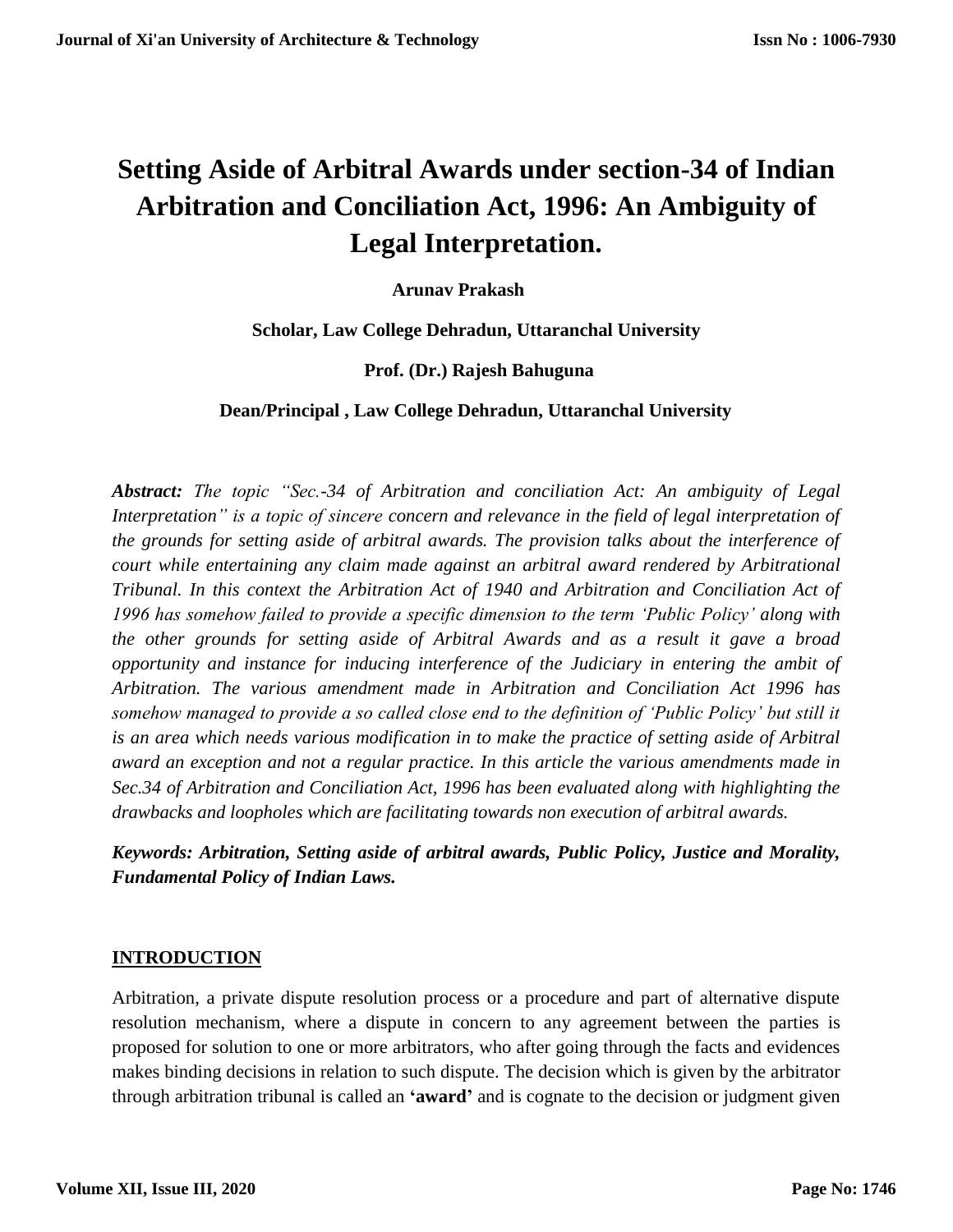# Setting Aside of Arbitral Awards under section-34 of Indian Arbitration and Conciliation Act, 1996: An Ambiguity of Legal Interpretation.

**Arunav Prakash**

**Scholar, Law College Dehradun, Uttaranchal University**

**Prof. (Dr.) Rajesh Bahuguna**

**Dean/Principal , Law College Dehradun, Uttaranchal University**

***Abstract:*** *The topic "Sec.-34 of Arbitration and conciliation Act: An ambiguity of Legal Interpretation" is a topic of sincere concern and relevance in the field of legal interpretation of the grounds for setting aside of arbitral awards. The provision talks about the interference of court while entertaining any claim made against an arbitral award rendered by Arbitrational Tribunal. In this context the Arbitration Act of 1940 and Arbitration and Conciliation Act of 1996 has somehow failed to provide a specific dimension to the term 'Public Policy' along with the other grounds for setting aside of Arbitral Awards and as a result it gave a broad opportunity and instance for inducing interference of the Judiciary in entering the ambit of Arbitration. The various amendment made in Arbitration and Conciliation Act 1996 has somehow managed to provide a so called close end to the definition of 'Public Policy' but still it is an area which needs various modification in to make the practice of setting aside of Arbitral award an exception and not a regular practice. In this article the various amendments made in Sec.34 of Arbitration and Conciliation Act, 1996 has been evaluated along with highlighting the drawbacks and loopholes which are facilitating towards non execution of arbitral awards.*

***Keywords: Arbitration, Setting aside of arbitral awards, Public Policy, Justice and Morality, Fundamental Policy of Indian Laws.***

## INTRODUCTION

Arbitration, a private dispute resolution process or a procedure and part of alternative dispute resolution mechanism, where a dispute in concern to any agreement between the parties is proposed for solution to one or more arbitrators, who after going through the facts and evidences makes binding decisions in relation to such dispute. The decision which is given by the arbitrator through arbitration tribunal is called an **'award'** and is cognate to the decision or judgment given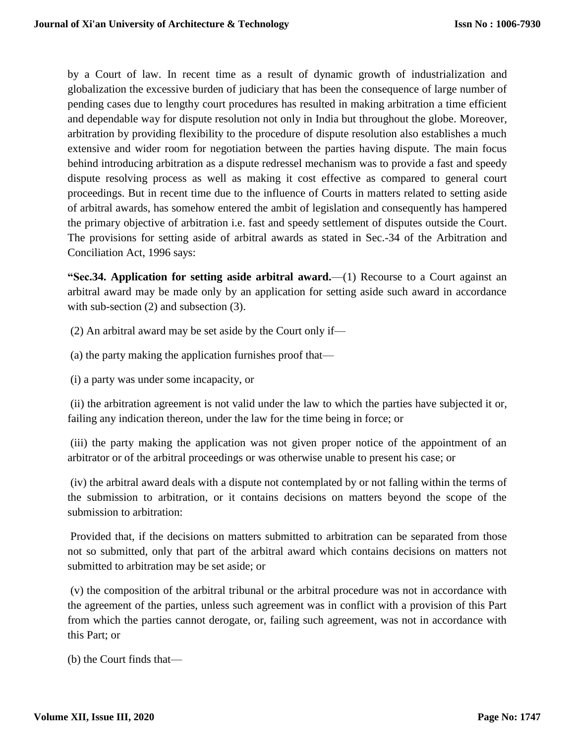by a Court of law. In recent time as a result of dynamic growth of industrialization and globalization the excessive burden of judiciary that has been the consequence of large number of pending cases due to lengthy court procedures has resulted in making arbitration a time efficient and dependable way for dispute resolution not only in India but throughout the globe. Moreover, arbitration by providing flexibility to the procedure of dispute resolution also establishes a much extensive and wider room for negotiation between the parties having dispute. The main focus behind introducing arbitration as a dispute redressel mechanism was to provide a fast and speedy dispute resolving process as well as making it cost effective as compared to general court proceedings. But in recent time due to the influence of Courts in matters related to setting aside of arbitral awards, has somehow entered the ambit of legislation and consequently has hampered the primary objective of arbitration i.e. fast and speedy settlement of disputes outside the Court. The provisions for setting aside of arbitral awards as stated in Sec.-34 of the Arbitration and Conciliation Act, 1996 says:

**"Sec.34. Application for setting aside arbitral award.**—(1) Recourse to a Court against an arbitral award may be made only by an application for setting aside such award in accordance with sub-section (2) and subsection (3).

(2) An arbitral award may be set aside by the Court only if—

(a) the party making the application furnishes proof that—

(i) a party was under some incapacity, or

(ii) the arbitration agreement is not valid under the law to which the parties have subjected it or, failing any indication thereon, under the law for the time being in force; or

(iii) the party making the application was not given proper notice of the appointment of an arbitrator or of the arbitral proceedings or was otherwise unable to present his case; or

(iv) the arbitral award deals with a dispute not contemplated by or not falling within the terms of the submission to arbitration, or it contains decisions on matters beyond the scope of the submission to arbitration:

Provided that, if the decisions on matters submitted to arbitration can be separated from those not so submitted, only that part of the arbitral award which contains decisions on matters not submitted to arbitration may be set aside; or

(v) the composition of the arbitral tribunal or the arbitral procedure was not in accordance with the agreement of the parties, unless such agreement was in conflict with a provision of this Part from which the parties cannot derogate, or, failing such agreement, was not in accordance with this Part; or

(b) the Court finds that—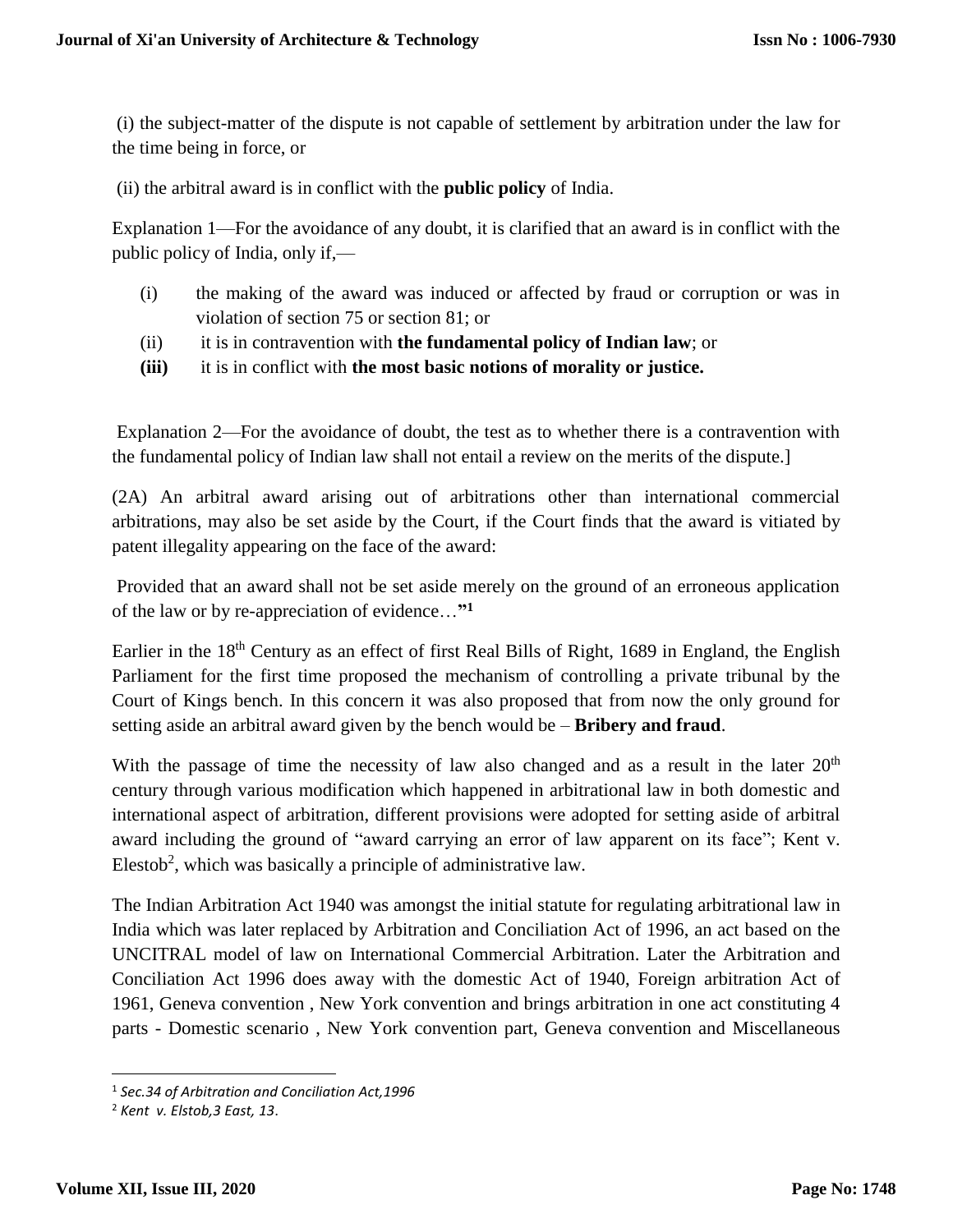(i) the subject-matter of the dispute is not capable of settlement by arbitration under the law for the time being in force, or

(ii) the arbitral award is in conflict with the **public policy** of India.

Explanation 1—For the avoidance of any doubt, it is clarified that an award is in conflict with the public policy of India, only if,—

(i) the making of the award was induced or affected by fraud or corruption or was in violation of section 75 or section 81; or

(ii) it is in contravention with **the fundamental policy of Indian law**; or

**(iii)** it is in conflict with **the most basic notions of morality or justice.**

Explanation 2—For the avoidance of doubt, the test as to whether there is a contravention with the fundamental policy of Indian law shall not entail a review on the merits of the dispute.]

(2A) An arbitral award arising out of arbitrations other than international commercial arbitrations, may also be set aside by the Court, if the Court finds that the award is vitiated by patent illegality appearing on the face of the award:

Provided that an award shall not be set aside merely on the ground of an erroneous application of the law or by re-appreciation of evidence…**"[1]**

Earlier in the 18th Century as an effect of first Real Bills of Right, 1689 in England, the English Parliament for the first time proposed the mechanism of controlling a private tribunal by the Court of Kings bench. In this concern it was also proposed that from now the only ground for setting aside an arbitral award given by the bench would be – **Bribery and fraud**.

With the passage of time the necessity of law also changed and as a result in the later 20th century through various modification which happened in arbitrational law in both domestic and international aspect of arbitration, different provisions were adopted for setting aside of arbitral award including the ground of "award carrying an error of law apparent on its face"; Kent v. Elestob[2], which was basically a principle of administrative law.

The Indian Arbitration Act 1940 was amongst the initial statute for regulating arbitrational law in India which was later replaced by Arbitration and Conciliation Act of 1996, an act based on the UNCITRAL model of law on International Commercial Arbitration. Later the Arbitration and Conciliation Act 1996 does away with the domestic Act of 1940, Foreign arbitration Act of 1961, Geneva convention , New York convention and brings arbitration in one act constituting 4 parts - Domestic scenario , New York convention part, Geneva convention and Miscellaneous

---

[1] *Sec.34 of Arbitration and Conciliation Act,1996*

[2] *Kent v. Elstob,3 East, 13*.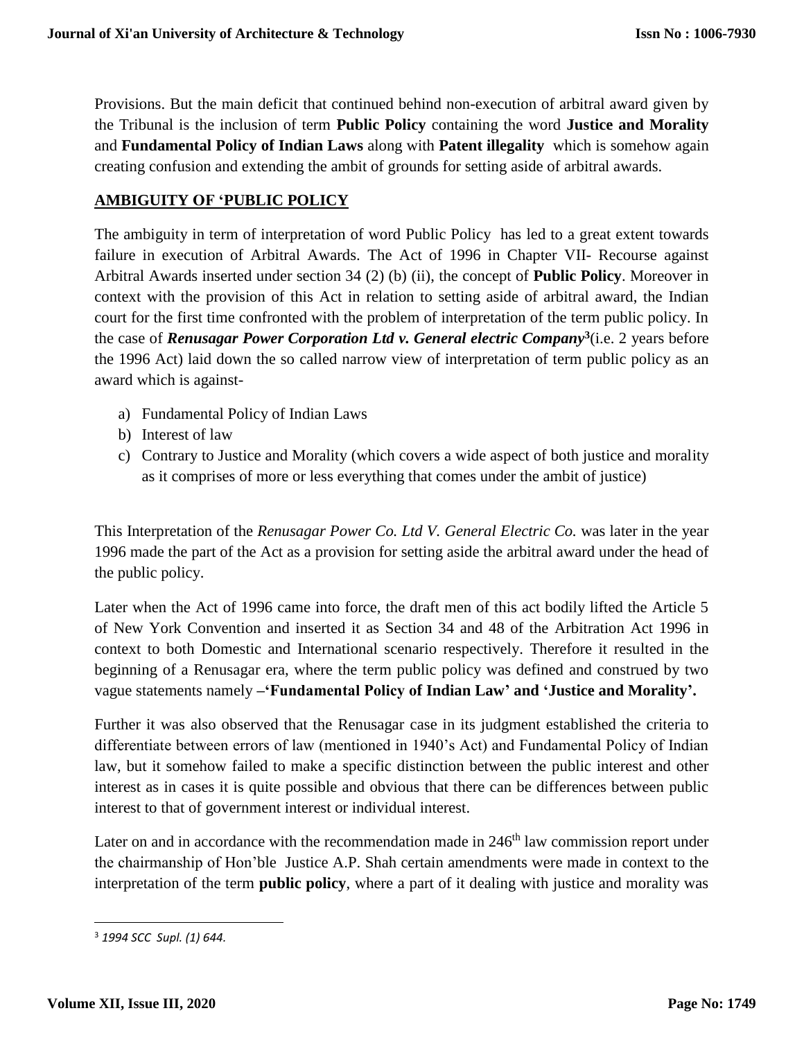Provisions. But the main deficit that continued behind non-execution of arbitral award given by the Tribunal is the inclusion of term **Public Policy** containing the word **Justice and Morality** and **Fundamental Policy of Indian Laws** along with **Patent illegality** which is somehow again creating confusion and extending the ambit of grounds for setting aside of arbitral awards.

## AMBIGUITY OF 'PUBLIC POLICY

The ambiguity in term of interpretation of word Public Policy has led to a great extent towards failure in execution of Arbitral Awards. The Act of 1996 in Chapter VII- Recourse against Arbitral Awards inserted under section 34 (2) (b) (ii), the concept of **Public Policy**. Moreover in context with the provision of this Act in relation to setting aside of arbitral award, the Indian court for the first time confronted with the problem of interpretation of the term public policy. In the case of ***Renusagar Power Corporation Ltd v. General electric Company***[3](i.e. 2 years before the 1996 Act) laid down the so called narrow view of interpretation of term public policy as an award which is against-

a) Fundamental Policy of Indian Laws
b) Interest of law
c) Contrary to Justice and Morality (which covers a wide aspect of both justice and morality as it comprises of more or less everything that comes under the ambit of justice)

This Interpretation of the *Renusagar Power Co. Ltd V. General Electric Co.* was later in the year 1996 made the part of the Act as a provision for setting aside the arbitral award under the head of the public policy.

Later when the Act of 1996 came into force, the draft men of this act bodily lifted the Article 5 of New York Convention and inserted it as Section 34 and 48 of the Arbitration Act 1996 in context to both Domestic and International scenario respectively. Therefore it resulted in the beginning of a Renusagar era, where the term public policy was defined and construed by two vague statements namely **–'Fundamental Policy of Indian Law' and 'Justice and Morality'.**

Further it was also observed that the Renusagar case in its judgment established the criteria to differentiate between errors of law (mentioned in 1940's Act) and Fundamental Policy of Indian law, but it somehow failed to make a specific distinction between the public interest and other interest as in cases it is quite possible and obvious that there can be differences between public interest to that of government interest or individual interest.

Later on and in accordance with the recommendation made in 246th law commission report under the chairmanship of Hon'ble Justice A.P. Shah certain amendments were made in context to the interpretation of the term **public policy**, where a part of it dealing with justice and morality was

---

[3] *1994 SCC Supl. (1) 644.*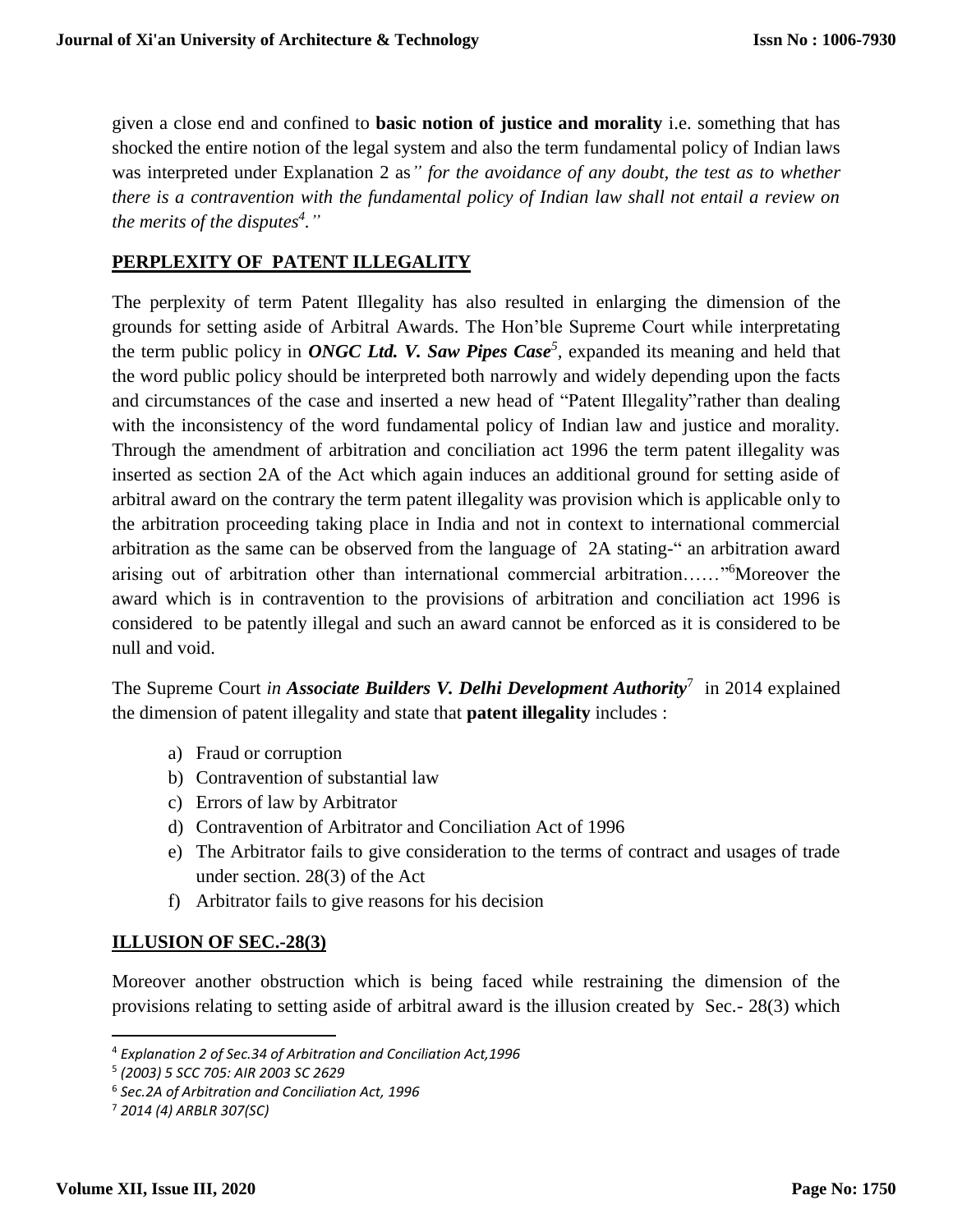given a close end and confined to **basic notion of justice and morality** i.e. something that has shocked the entire notion of the legal system and also the term fundamental policy of Indian laws was interpreted under Explanation 2 as*" for the avoidance of any doubt, the test as to whether there is a contravention with the fundamental policy of Indian law shall not entail a review on the merits of the disputes*[4]*."*

## PERPLEXITY OF PATENT ILLEGALITY

The perplexity of term Patent Illegality has also resulted in enlarging the dimension of the grounds for setting aside of Arbitral Awards. The Hon'ble Supreme Court while interpretating the term public policy in ***ONGC Ltd. V. Saw Pipes Case***[5], expanded its meaning and held that the word public policy should be interpreted both narrowly and widely depending upon the facts and circumstances of the case and inserted a new head of "Patent Illegality"rather than dealing with the inconsistency of the word fundamental policy of Indian law and justice and morality. Through the amendment of arbitration and conciliation act 1996 the term patent illegality was inserted as section 2A of the Act which again induces an additional ground for setting aside of arbitral award on the contrary the term patent illegality was provision which is applicable only to the arbitration proceeding taking place in India and not in context to international commercial arbitration as the same can be observed from the language of 2A stating-" an arbitration award arising out of arbitration other than international commercial arbitration……"[6]Moreover the award which is in contravention to the provisions of arbitration and conciliation act 1996 is considered to be patently illegal and such an award cannot be enforced as it is considered to be null and void.

The Supreme Court *in* ***Associate Builders V. Delhi Development Authority***[7] in 2014 explained the dimension of patent illegality and state that **patent illegality** includes :

a) Fraud or corruption
b) Contravention of substantial law
c) Errors of law by Arbitrator
d) Contravention of Arbitrator and Conciliation Act of 1996
e) The Arbitrator fails to give consideration to the terms of contract and usages of trade under section. 28(3) of the Act
f) Arbitrator fails to give reasons for his decision

## ILLUSION OF SEC.-28(3)

Moreover another obstruction which is being faced while restraining the dimension of the provisions relating to setting aside of arbitral award is the illusion created by Sec.- 28(3) which

---

[4] *Explanation 2 of Sec.34 of Arbitration and Conciliation Act,1996*
[5] *(2003) 5 SCC 705: AIR 2003 SC 2629*
[6] *Sec.2A of Arbitration and Conciliation Act, 1996*
[7] *2014 (4) ARBLR 307(SC)*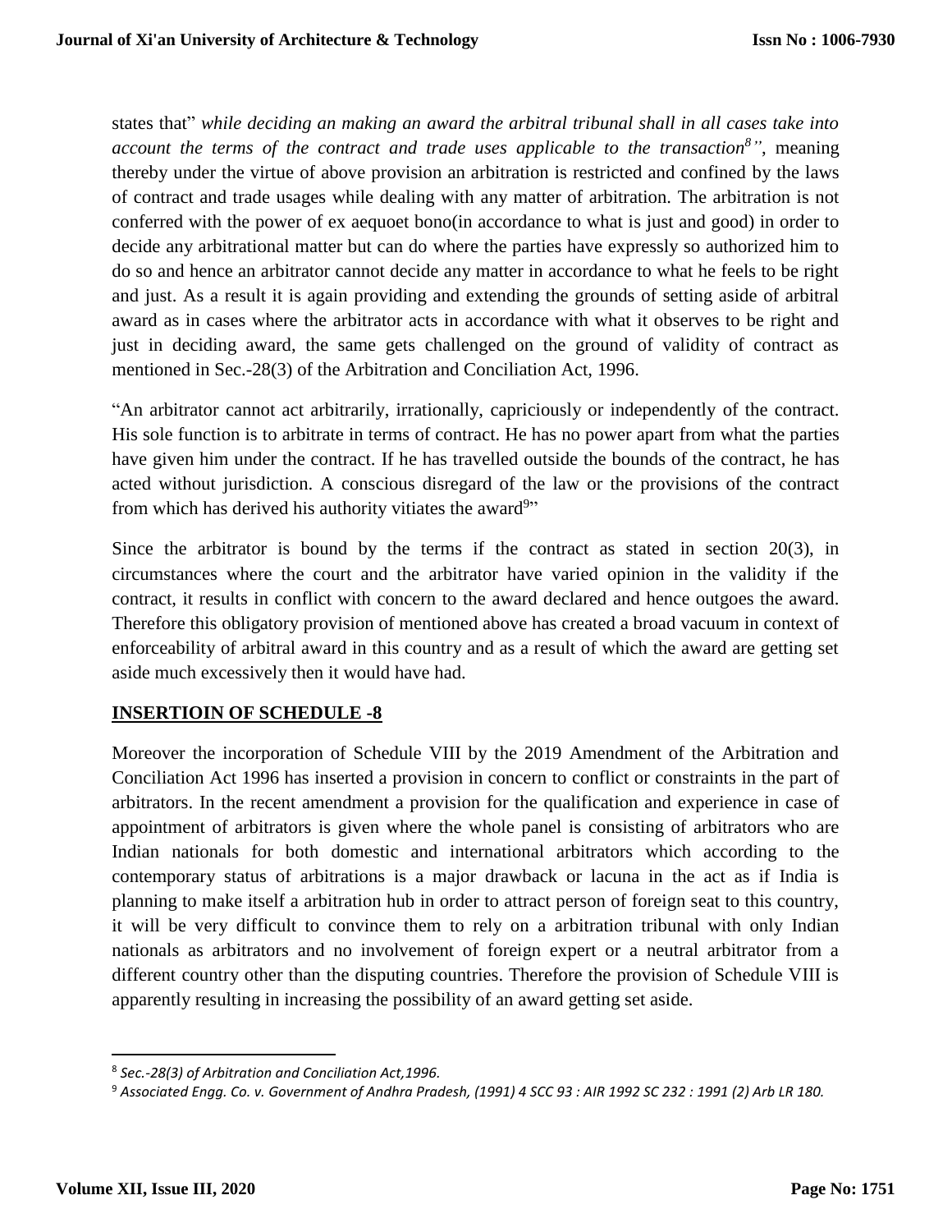states that" *while deciding an making an award the arbitral tribunal shall in all cases take into account the terms of the contract and trade uses applicable to the transaction*[8]*"*, meaning thereby under the virtue of above provision an arbitration is restricted and confined by the laws of contract and trade usages while dealing with any matter of arbitration. The arbitration is not conferred with the power of ex aequoet bono(in accordance to what is just and good) in order to decide any arbitrational matter but can do where the parties have expressly so authorized him to do so and hence an arbitrator cannot decide any matter in accordance to what he feels to be right and just. As a result it is again providing and extending the grounds of setting aside of arbitral award as in cases where the arbitrator acts in accordance with what it observes to be right and just in deciding award, the same gets challenged on the ground of validity of contract as mentioned in Sec.-28(3) of the Arbitration and Conciliation Act, 1996.

"An arbitrator cannot act arbitrarily, irrationally, capriciously or independently of the contract. His sole function is to arbitrate in terms of contract. He has no power apart from what the parties have given him under the contract. If he has travelled outside the bounds of the contract, he has acted without jurisdiction. A conscious disregard of the law or the provisions of the contract from which has derived his authority vitiates the award[9]"

Since the arbitrator is bound by the terms if the contract as stated in section 20(3), in circumstances where the court and the arbitrator have varied opinion in the validity if the contract, it results in conflict with concern to the award declared and hence outgoes the award. Therefore this obligatory provision of mentioned above has created a broad vacuum in context of enforceability of arbitral award in this country and as a result of which the award are getting set aside much excessively then it would have had.

## INSERTIOIN OF SCHEDULE -8

Moreover the incorporation of Schedule VIII by the 2019 Amendment of the Arbitration and Conciliation Act 1996 has inserted a provision in concern to conflict or constraints in the part of arbitrators. In the recent amendment a provision for the qualification and experience in case of appointment of arbitrators is given where the whole panel is consisting of arbitrators who are Indian nationals for both domestic and international arbitrators which according to the contemporary status of arbitrations is a major drawback or lacuna in the act as if India is planning to make itself a arbitration hub in order to attract person of foreign seat to this country, it will be very difficult to convince them to rely on a arbitration tribunal with only Indian nationals as arbitrators and no involvement of foreign expert or a neutral arbitrator from a different country other than the disputing countries. Therefore the provision of Schedule VIII is apparently resulting in increasing the possibility of an award getting set aside.

---

[8] *Sec.-28(3) of Arbitration and Conciliation Act,1996.*

[9] *Associated Engg. Co. v. Government of Andhra Pradesh, (1991) 4 SCC 93 : AIR 1992 SC 232 : 1991 (2) Arb LR 180.*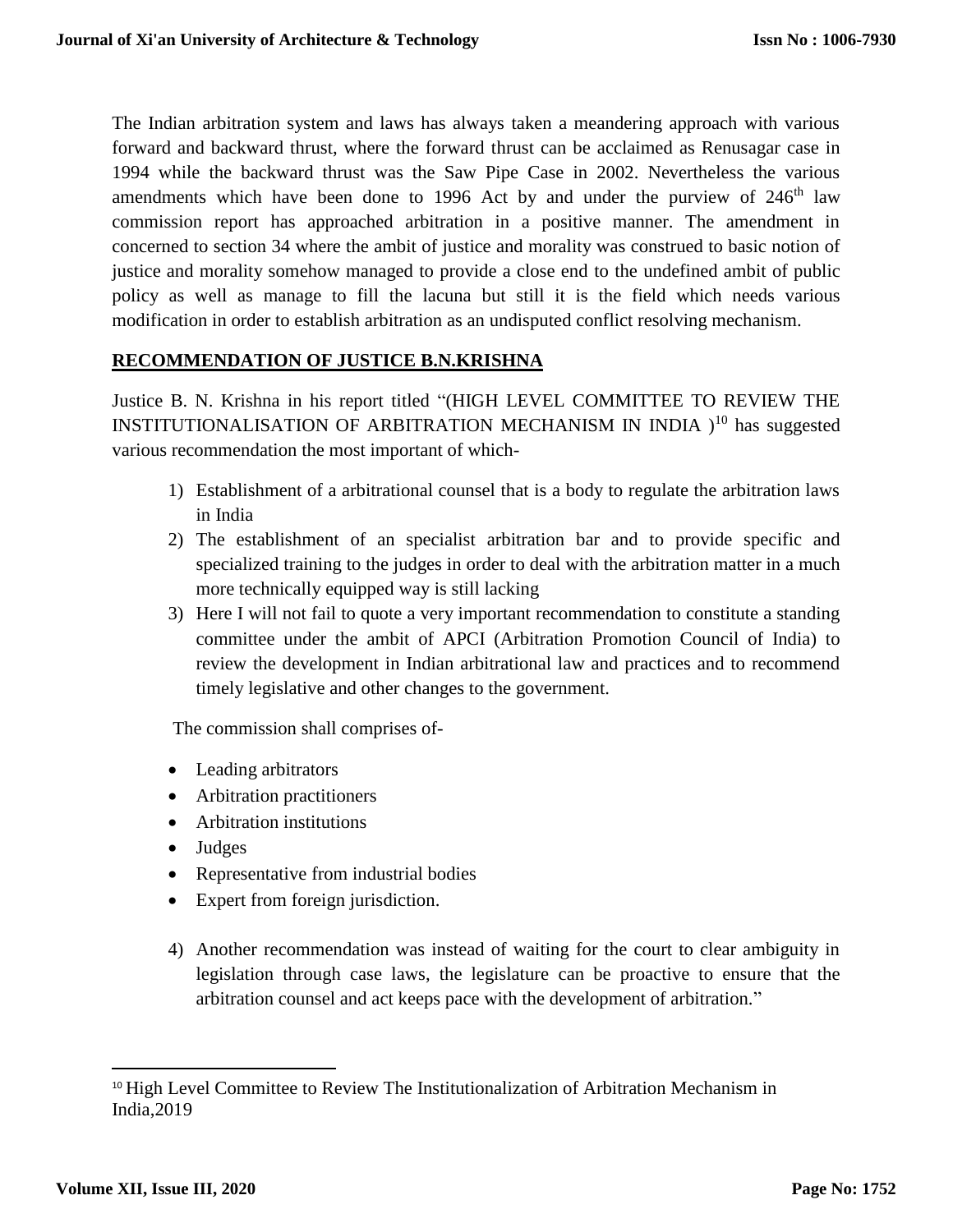The Indian arbitration system and laws has always taken a meandering approach with various forward and backward thrust, where the forward thrust can be acclaimed as Renusagar case in 1994 while the backward thrust was the Saw Pipe Case in 2002. Nevertheless the various amendments which have been done to 1996 Act by and under the purview of $246^{th}$ law commission report has approached arbitration in a positive manner. The amendment in concerned to section 34 where the ambit of justice and morality was construed to basic notion of justice and morality somehow managed to provide a close end to the undefined ambit of public policy as well as manage to fill the lacuna but still it is the field which needs various modification in order to establish arbitration as an undisputed conflict resolving mechanism.

## RECOMMENDATION OF JUSTICE B.N.KRISHNA

Justice B. N. Krishna in his report titled "(HIGH LEVEL COMMITTEE TO REVIEW THE INSTITUTIONALISATION OF ARBITRATION MECHANISM IN INDIA )[10] has suggested various recommendation the most important of which-

1) Establishment of a arbitrational counsel that is a body to regulate the arbitration laws in India
2) The establishment of an specialist arbitration bar and to provide specific and specialized training to the judges in order to deal with the arbitration matter in a much more technically equipped way is still lacking
3) Here I will not fail to quote a very important recommendation to constitute a standing committee under the ambit of APCI (Arbitration Promotion Council of India) to review the development in Indian arbitrational law and practices and to recommend timely legislative and other changes to the government.

The commission shall comprises of-

- Leading arbitrators
- Arbitration practitioners
- Arbitration institutions
- Judges
- Representative from industrial bodies
- Expert from foreign jurisdiction.

4) Another recommendation was instead of waiting for the court to clear ambiguity in legislation through case laws, the legislature can be proactive to ensure that the arbitration counsel and act keeps pace with the development of arbitration."

---

[10] High Level Committee to Review The Institutionalization of Arbitration Mechanism in India,2019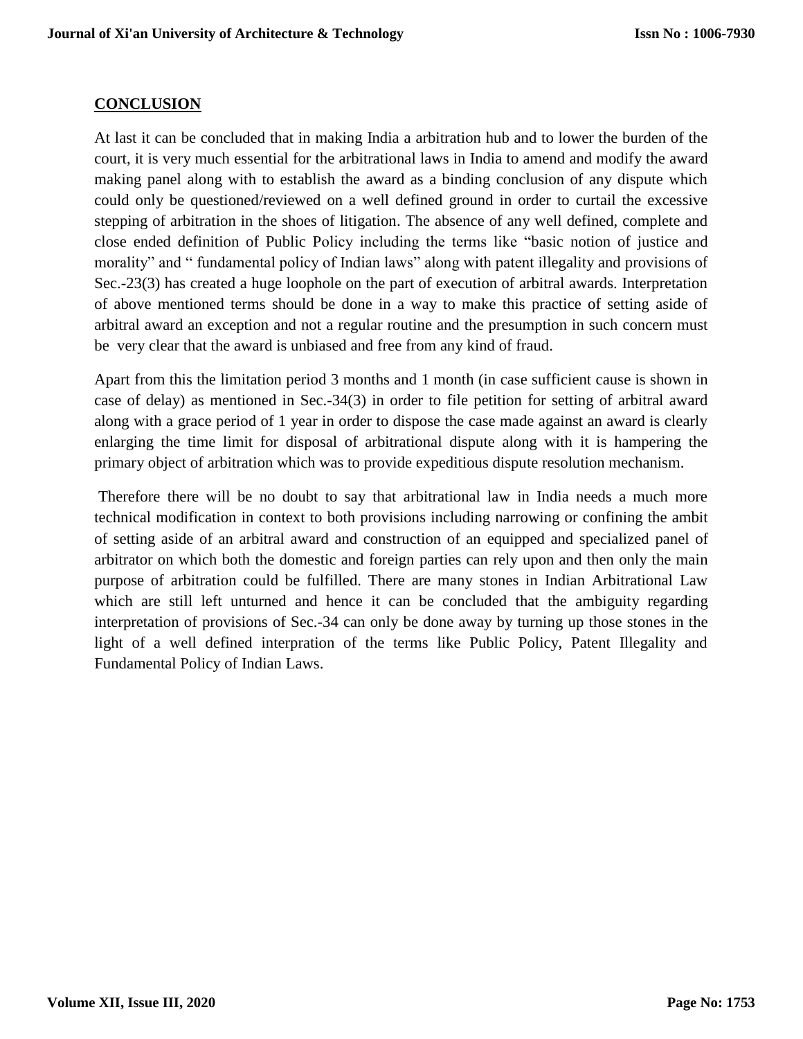## CONCLUSION

At last it can be concluded that in making India a arbitration hub and to lower the burden of the court, it is very much essential for the arbitrational laws in India to amend and modify the award making panel along with to establish the award as a binding conclusion of any dispute which could only be questioned/reviewed on a well defined ground in order to curtail the excessive stepping of arbitration in the shoes of litigation. The absence of any well defined, complete and close ended definition of Public Policy including the terms like "basic notion of justice and morality" and " fundamental policy of Indian laws" along with patent illegality and provisions of Sec.-23(3) has created a huge loophole on the part of execution of arbitral awards. Interpretation of above mentioned terms should be done in a way to make this practice of setting aside of arbitral award an exception and not a regular routine and the presumption in such concern must be very clear that the award is unbiased and free from any kind of fraud.

Apart from this the limitation period 3 months and 1 month (in case sufficient cause is shown in case of delay) as mentioned in Sec.-34(3) in order to file petition for setting of arbitral award along with a grace period of 1 year in order to dispose the case made against an award is clearly enlarging the time limit for disposal of arbitrational dispute along with it is hampering the primary object of arbitration which was to provide expeditious dispute resolution mechanism.

Therefore there will be no doubt to say that arbitrational law in India needs a much more technical modification in context to both provisions including narrowing or confining the ambit of setting aside of an arbitral award and construction of an equipped and specialized panel of arbitrator on which both the domestic and foreign parties can rely upon and then only the main purpose of arbitration could be fulfilled. There are many stones in Indian Arbitrational Law which are still left unturned and hence it can be concluded that the ambiguity regarding interpretation of provisions of Sec.-34 can only be done away by turning up those stones in the light of a well defined interpration of the terms like Public Policy, Patent Illegality and Fundamental Policy of Indian Laws.